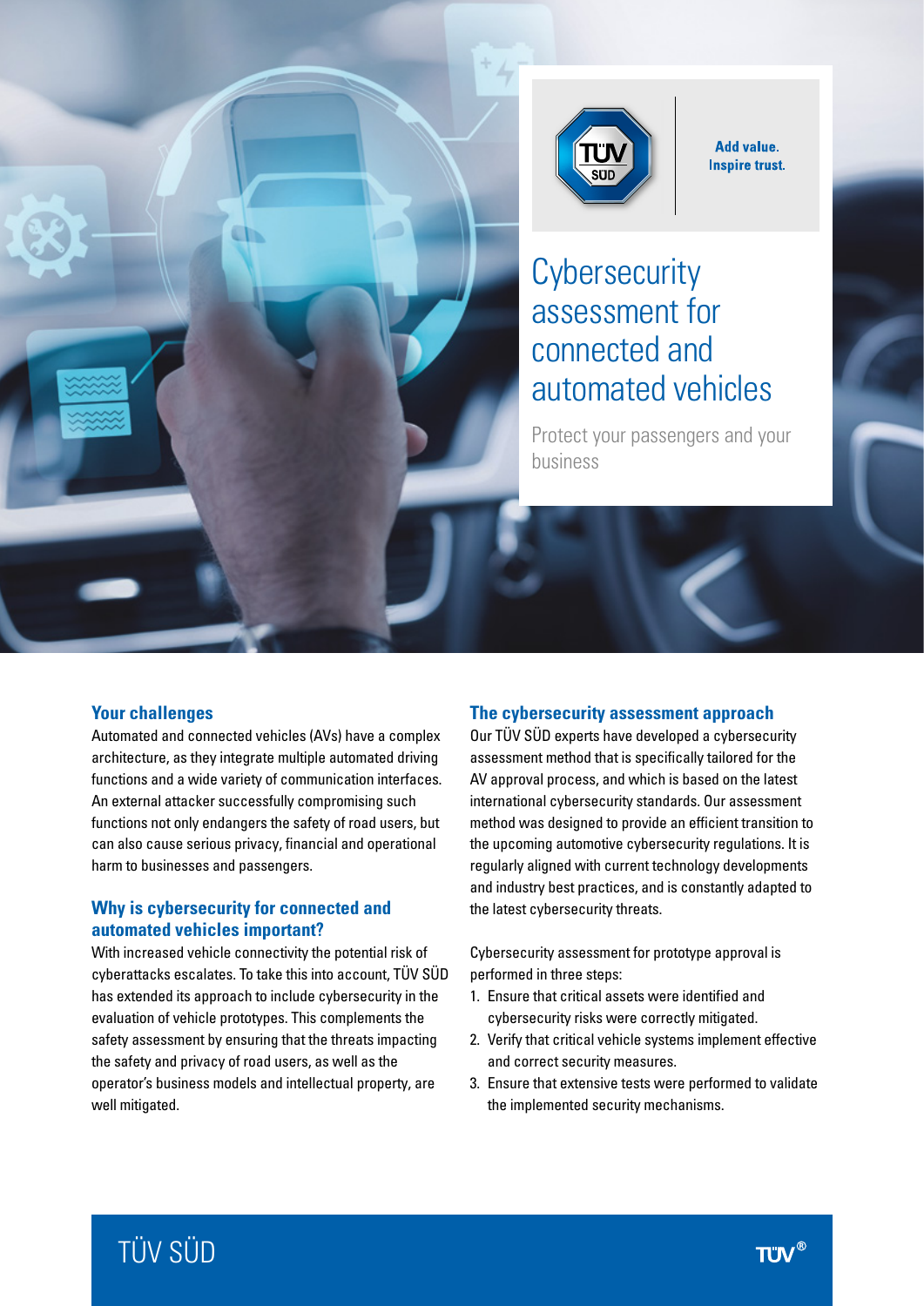Add value. Inspire trust.

# Cybersecurity assessment for connected and automated vehicles

Protect your passengers and your business

## Your challenges

Automated and connected vehicles (AVs) have a complex architecture, as they integrate multiple automated driving functions and a wide variety of communication interfaces. An external attacker successfully compromising such functions not only endangers the safety of road users, but can also cause serious privacy, financial and operational harm to businesses and passengers.

## Why is cybersecurity for connected and automated vehicles important?

With increased vehicle connectivity the potential risk of cyberattacks escalates. To take this into account, TÜV SÜD has extended its approach to include cybersecurity in the evaluation of vehicle prototypes. This complements the safety assessment by ensuring that the threats impacting the safety and privacy of road users, as well as the operator's business models and intellectual property, are well mitigated.

## The cybersecurity assessment approach

Our TÜV SÜD experts have developed a cybersecurity assessment method that is specifically tailored for the AV approval process, and which is based on the latest international cybersecurity standards. Our assessment method was designed to provide an efficient transition to the upcoming automotive cybersecurity regulations. It is regularly aligned with current technology developments and industry best practices, and is constantly adapted to the latest cybersecurity threats.

Cybersecurity assessment for prototype approval is performed in three steps:

1. Ensure that critical assets were identified and cybersecurity risks were correctly mitigated.
2. Verify that critical vehicle systems implement effective and correct security measures.
3. Ensure that extensive tests were performed to validate the implemented security mechanisms.

TÜV SÜD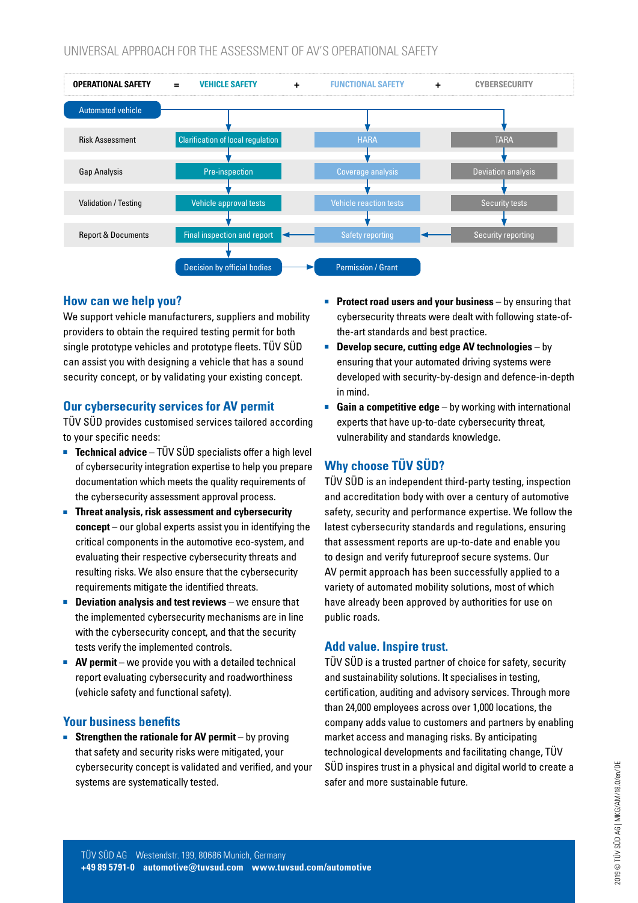UNIVERSAL APPROACH FOR THE ASSESSMENT OF AV'S OPERATIONAL SAFETY

OPERATIONAL SAFETY = VEHICLE SAFETY + FUNCTIONAL SAFETY + CYBERSECURITY

Automated vehicle

| | VEHICLE SAFETY | FUNCTIONAL SAFETY | CYBERSECURITY |
|---|---|---|---|
| Risk Assessment | Clarification of local regulation | HARA | TARA |
| Gap Analysis | Pre-inspection | Coverage analysis | Deviation analysis |
| Validation / Testing | Vehicle approval tests | Vehicle reaction tests | Security tests |
| Report & Documents | Final inspection and report | Safety reporting | Security reporting |

Decision by official bodies → Permission / Grant

## How can we help you?

We support vehicle manufacturers, suppliers and mobility providers to obtain the required testing permit for both single prototype vehicles and prototype fleets. TÜV SÜD can assist you with designing a vehicle that has a sound security concept, or by validating your existing concept.

## Our cybersecurity services for AV permit

TÜV SÜD provides customised services tailored according to your specific needs:

- **Technical advice** – TÜV SÜD specialists offer a high level of cybersecurity integration expertise to help you prepare documentation which meets the quality requirements of the cybersecurity assessment approval process.
- **Threat analysis, risk assessment and cybersecurity concept** – our global experts assist you in identifying the critical components in the automotive eco-system, and evaluating their respective cybersecurity threats and resulting risks. We also ensure that the cybersecurity requirements mitigate the identified threats.
- **Deviation analysis and test reviews** – we ensure that the implemented cybersecurity mechanisms are in line with the cybersecurity concept, and that the security tests verify the implemented controls.
- **AV permit** – we provide you with a detailed technical report evaluating cybersecurity and roadworthiness (vehicle safety and functional safety).

## Your business benefits

- **Strengthen the rationale for AV permit** – by proving that safety and security risks were mitigated, your cybersecurity concept is validated and verified, and your systems are systematically tested.
- **Protect road users and your business** – by ensuring that cybersecurity threats were dealt with following state-of-the-art standards and best practice.
- **Develop secure, cutting edge AV technologies** – by ensuring that your automated driving systems were developed with security-by-design and defence-in-depth in mind.
- **Gain a competitive edge** – by working with international experts that have up-to-date cybersecurity threat, vulnerability and standards knowledge.

## Why choose TÜV SÜD?

TÜV SÜD is an independent third-party testing, inspection and accreditation body with over a century of automotive safety, security and performance expertise. We follow the latest cybersecurity standards and regulations, ensuring that assessment reports are up-to-date and enable you to design and verify futureproof secure systems. Our AV permit approach has been successfully applied to a variety of automated mobility solutions, most of which have already been approved by authorities for use on public roads.

## Add value. Inspire trust.

TÜV SÜD is a trusted partner of choice for safety, security and sustainability solutions. It specialises in testing, certification, auditing and advisory services. Through more than 24,000 employees across over 1,000 locations, the company adds value to customers and partners by enabling market access and managing risks. By anticipating technological developments and facilitating change, TÜV SÜD inspires trust in a physical and digital world to create a safer and more sustainable future.

TÜV SÜD AG Westendstr. 199, 80686 Munich, Germany
**+49 89 5791-0 automotive@tuvsud.com www.tuvsud.com/automotive**

2019 © TÜV SÜD AG | MKG/AM/18.0/en/DE